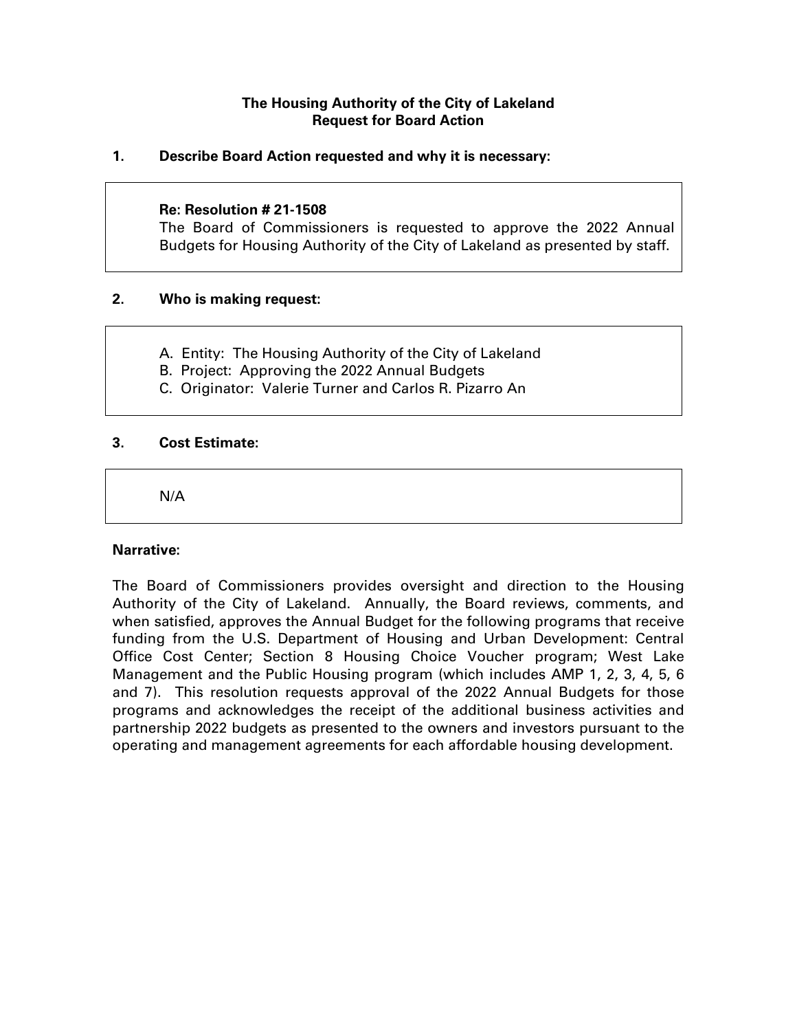# The Housing Authority of the City of Lakeland
## Request for Board Action

**1. Describe Board Action requested and why it is necessary:**

**Re: Resolution # 21-1508**

The Board of Commissioners is requested to approve the 2022 Annual Budgets for Housing Authority of the City of Lakeland as presented by staff.

**2. Who is making request:**

A. Entity: The Housing Authority of the City of Lakeland
B. Project: Approving the 2022 Annual Budgets
C. Originator: Valerie Turner and Carlos R. Pizarro An

**3. Cost Estimate:**

N/A

**Narrative:**

The Board of Commissioners provides oversight and direction to the Housing Authority of the City of Lakeland. Annually, the Board reviews, comments, and when satisfied, approves the Annual Budget for the following programs that receive funding from the U.S. Department of Housing and Urban Development: Central Office Cost Center; Section 8 Housing Choice Voucher program; West Lake Management and the Public Housing program (which includes AMP 1, 2, 3, 4, 5, 6 and 7). This resolution requests approval of the 2022 Annual Budgets for those programs and acknowledges the receipt of the additional business activities and partnership 2022 budgets as presented to the owners and investors pursuant to the operating and management agreements for each affordable housing development.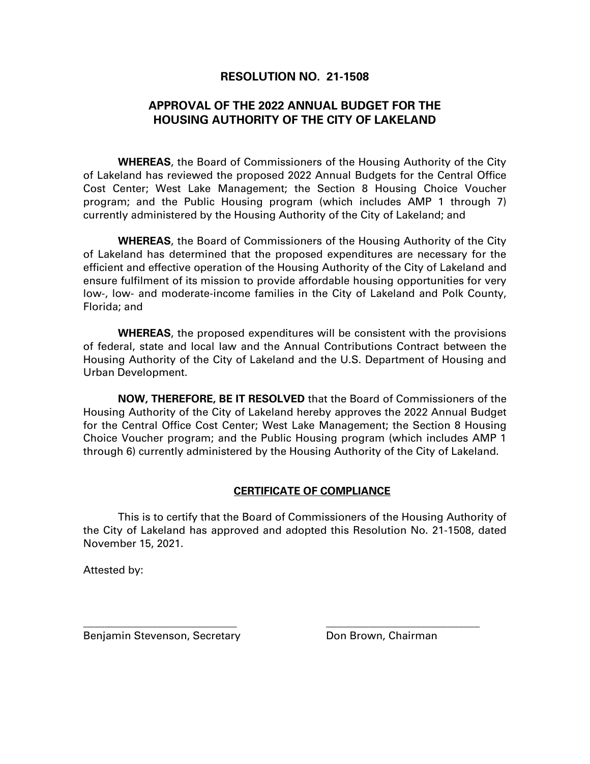# RESOLUTION NO. 21-1508

## APPROVAL OF THE 2022 ANNUAL BUDGET FOR THE HOUSING AUTHORITY OF THE CITY OF LAKELAND

**WHEREAS**, the Board of Commissioners of the Housing Authority of the City of Lakeland has reviewed the proposed 2022 Annual Budgets for the Central Office Cost Center; West Lake Management; the Section 8 Housing Choice Voucher program; and the Public Housing program (which includes AMP 1 through 7) currently administered by the Housing Authority of the City of Lakeland; and

**WHEREAS**, the Board of Commissioners of the Housing Authority of the City of Lakeland has determined that the proposed expenditures are necessary for the efficient and effective operation of the Housing Authority of the City of Lakeland and ensure fulfilment of its mission to provide affordable housing opportunities for very low-, low- and moderate-income families in the City of Lakeland and Polk County, Florida; and

**WHEREAS**, the proposed expenditures will be consistent with the provisions of federal, state and local law and the Annual Contributions Contract between the Housing Authority of the City of Lakeland and the U.S. Department of Housing and Urban Development.

**NOW, THEREFORE, BE IT RESOLVED** that the Board of Commissioners of the Housing Authority of the City of Lakeland hereby approves the 2022 Annual Budget for the Central Office Cost Center; West Lake Management; the Section 8 Housing Choice Voucher program; and the Public Housing program (which includes AMP 1 through 6) currently administered by the Housing Authority of the City of Lakeland.

### CERTIFICATE OF COMPLIANCE

This is to certify that the Board of Commissioners of the Housing Authority of the City of Lakeland has approved and adopted this Resolution No. 21-1508, dated November 15, 2021.

Attested by:

\_\_\_\_\_\_\_\_\_\_\_\_\_\_\_\_\_\_\_\_\_\_\_\_\_\_\_\_
Benjamin Stevenson, Secretary

\_\_\_\_\_\_\_\_\_\_\_\_\_\_\_\_\_\_\_\_\_\_\_\_\_\_\_\_
Don Brown, Chairman